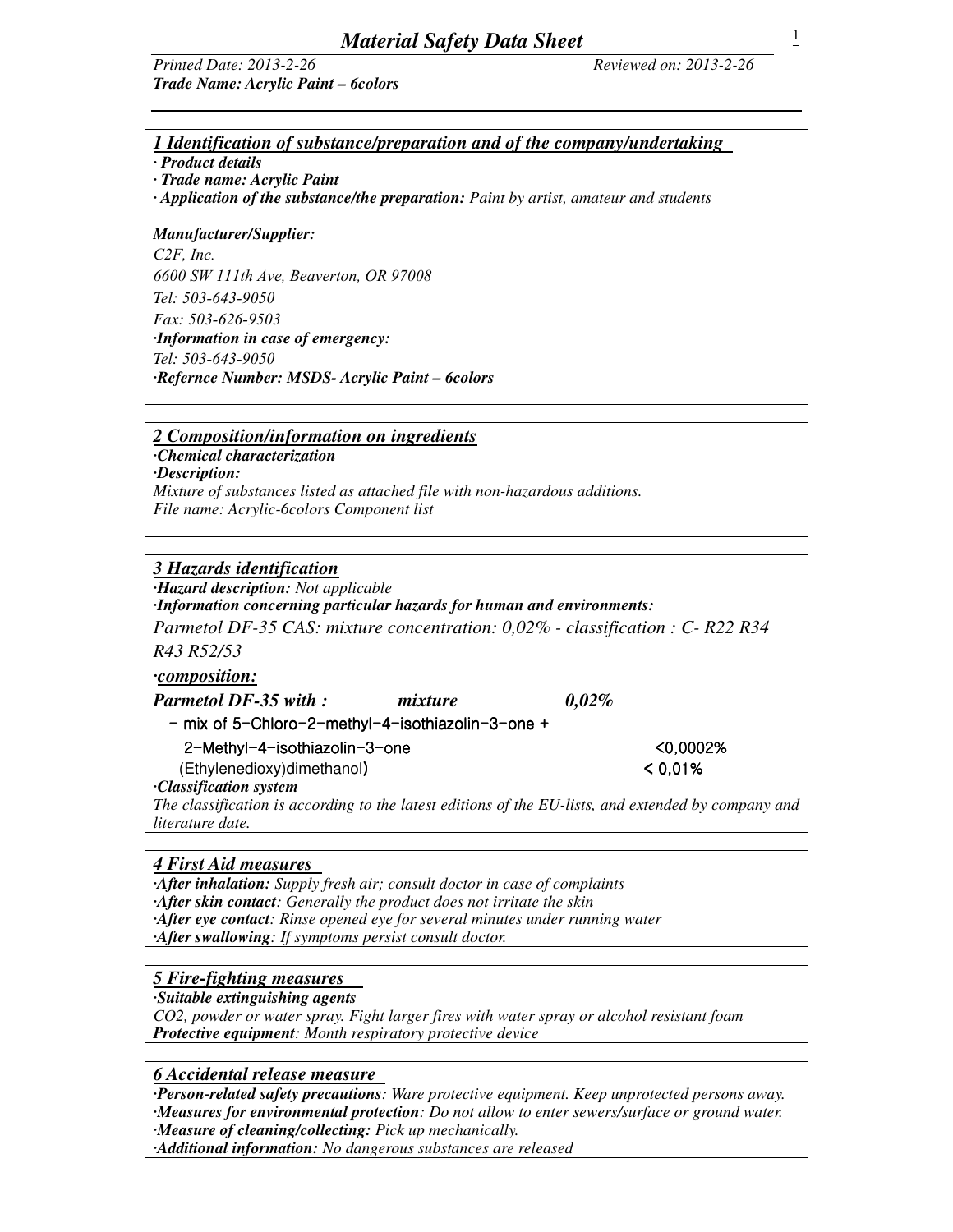# *Material Safety Data Sheet*

*Printed Date: 2013-2-26* *Reviewed on: 2013-2-26*

***Trade Name: Acrylic Paint – 6colors***

## *1 Identification of substance/preparation and of the company/undertaking*

*· **Product details***

*· **Trade name: Acrylic Paint***

*· **Application of the substance/the preparation:** Paint by artist, amateur and students*

***Manufacturer/Supplier:***

*C2F, Inc.*

*6600 SW 111th Ave, Beaverton, OR 97008*

*Tel: 503-643-9050*

*Fax: 503-626-9503*

*·**Information in case of emergency:***

*Tel: 503-643-9050*

*·**Refernce Number: MSDS- Acrylic Paint – 6colors***

## *2 Composition/information on ingredients*

*·**Chemical characterization***

*·**Description:***

*Mixture of substances listed as attached file with non-hazardous additions.*

*File name: Acrylic-6colors Component list*

## *3 Hazards identification*

*·**Hazard description:** Not applicable*

*·**Information concerning particular hazards for human and environments:***

*Parmetol DF-35 CAS: mixture concentration: 0,02% - classification : C- R22 R34 R43 R52/53*

*·**composition:***

| ***Parmetol DF-35 with :*** | ***mixture*** | ***0,02%*** |
|---|---|---|
| – mix of 5–Chloro–2–methyl–4–isothiazolin–3–one + 2–Methyl–4–isothiazolin–3–one | | <0,0002% |
| (Ethylenedioxy)dimethanol) | | < 0,01% |

*·**Classification system***

*The classification is according to the latest editions of the EU-lists, and extended by company and literature date.*

## *4 First Aid measures*

*·**After inhalation:** Supply fresh air; consult doctor in case of complaints*

*·**After skin contact**: Generally the product does not irritate the skin*

*·**After eye contact**: Rinse opened eye for several minutes under running water*

*·**After swallowing**: If symptoms persist consult doctor.*

## *5 Fire-fighting measures*

*·**Suitable extinguishing agents***

*CO2, powder or water spray. Fight larger fires with water spray or alcohol resistant foam*

***Protective equipment**: Month respiratory protective device*

## *6 Accidental release measure*

*·**Person-related safety precautions**: Ware protective equipment. Keep unprotected persons away.*

*·**Measures for environmental protection**: Do not allow to enter sewers/surface or ground water.*

*·**Measure of cleaning/collecting:** Pick up mechanically.*

*·**Additional information:** No dangerous substances are released*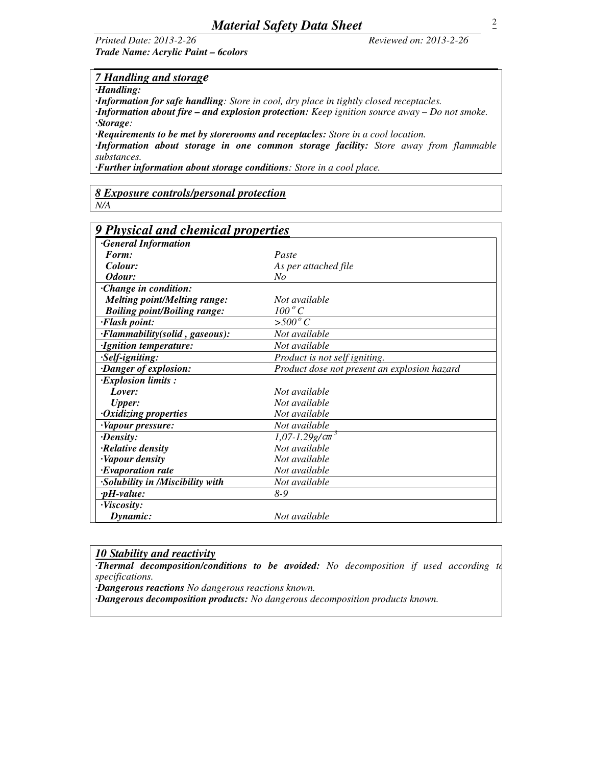*Material Safety Data Sheet*

*Printed Date: 2013-2-26* *Reviewed on: 2013-2-26*

***Trade Name: Acrylic Paint – 6colors***

## *7 Handling and storage*

***·Handling:***

***·Information for safe handling**: Store in cool, dry place in tightly closed receptacles.*

***·Information about fire – and explosion protection:** Keep ignition source away – Do not smoke.*

***·Storage**:*

***·Requirements to be met by storerooms and receptacles:** Store in a cool location.*

***·Information about storage in one common storage facility:** Store away from flammable substances.*

***·Further information about storage conditions**: Store in a cool place.*

## *8 Exposure controls/personal protection*

*N/A*

## *9 Physical and chemical properties*

| | |
|---|---|
| ***·General Information*** | |
| ***Form:*** | *Paste* |
| ***Colour:*** | *As per attached file* |
| ***Odour:*** | *No* |
| ***·Change in condition:*** | |
| ***Melting point/Melting range:*** | *Not available* |
| ***Boiling point/Boiling range:*** | *100 $^{o}$C* |
| ***·Flash point:*** | *>500 $^{o}$C* |
| ***·Flammability(solid , gaseous):*** | *Not available* |
| ***·Ignition temperature:*** | *Not available* |
| ***·Self-igniting:*** | *Product is not self igniting.* |
| ***·Danger of explosion:*** | *Product dose not present an explosion hazard* |
| ***·Explosion limits :*** | |
| ***Lover:*** | *Not available* |
| ***Upper:*** | *Not available* |
| ***·Oxidizing properties*** | *Not available* |
| ***·Vapour pressure:*** | *Not available* |
| ***·Density:*** | *1,07-1.29g/$cm^3$* |
| ***·Relative density*** | *Not available* |
| ***·Vapour density*** | *Not available* |
| ***·Evaporation rate*** | *Not available* |
| ***·Solubility in /Miscibility with*** | *Not available* |
| ***·pH-value:*** | *8-9* |
| ***·Viscosity:*** | |
| ***Dynamic:*** | *Not available* |

## *10 Stability and reactivity*

***·Thermal decomposition/conditions to be avoided:** No decomposition if used according to specifications.*

***·Dangerous reactions** No dangerous reactions known.*

***·Dangerous decomposition products:** No dangerous decomposition products known.*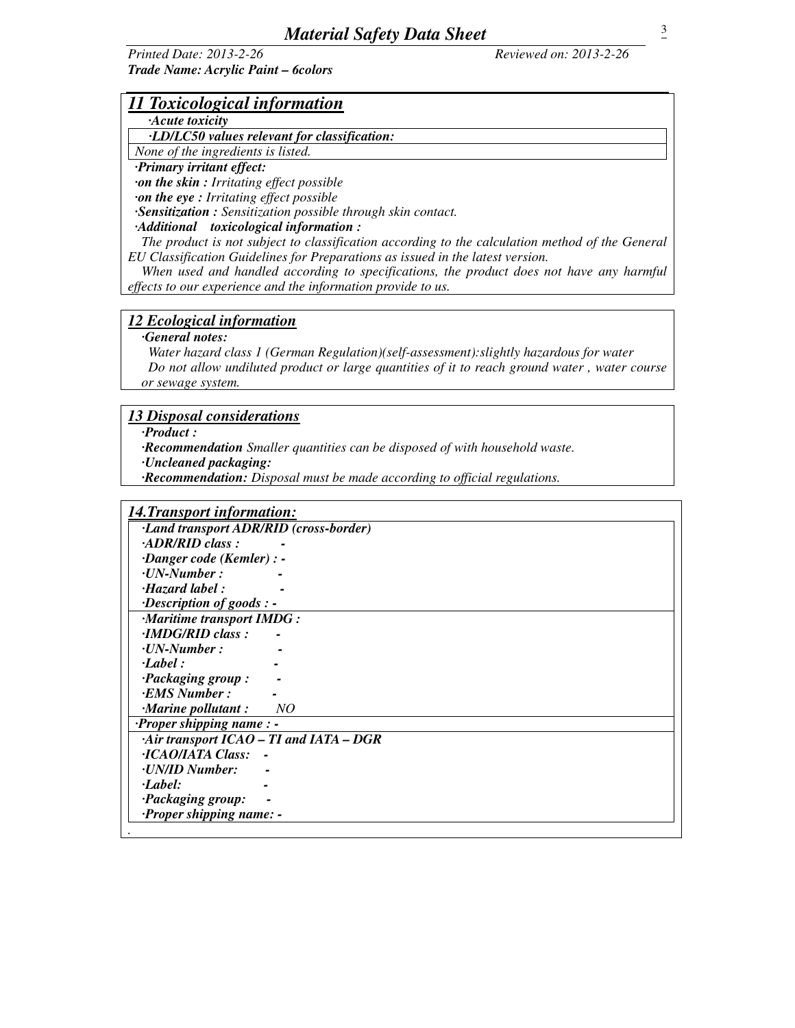## 11 Toxicological information

*·Acute toxicity*

*·LD/LC50 values relevant for classification:*

*None of the ingredients is listed.*

***·Primary irritant effect:***

***·on the skin :*** *Irritating effect possible*

***·on the eye :*** *Irritating effect possible*

***·Sensitization :*** *Sensitization possible through skin contact.*

***·Additional toxicological information :***

*The product is not subject to classification according to the calculation method of the General EU Classification Guidelines for Preparations as issued in the latest version.*

*When used and handled according to specifications, the product does not have any harmful effects to our experience and the information provide to us.*

## 12 Ecological information

***·General notes:***

*Water hazard class 1 (German Regulation)(self-assessment):slightly hazardous for water*

*Do not allow undiluted product or large quantities of it to reach ground water , water course or sewage system.*

## 13 Disposal considerations

***·Product :***

***·Recommendation*** *Smaller quantities can be disposed of with household waste.*

***·Uncleaned packaging:***

***·Recommendation:*** *Disposal must be made according to official regulations.*

## 14.Transport information:

***·Land transport ADR/RID (cross-border)***

***·ADR/RID class :*** -

***·Danger code (Kemler) :*** -

***·UN-Number :*** -

***·Hazard label :*** -

***·Description of goods :*** -

***·Maritime transport IMDG :***

***·IMDG/RID class :*** -

***·UN-Number :*** -

***·Label :*** -

***·Packaging group :*** -

***·EMS Number :*** -

***·Marine pollutant :*** *NO*

***·Proper shipping name :*** -

***·Air transport ICAO – TI and IATA – DGR***

***·ICAO/IATA Class:*** -

***·UN/ID Number:*** -

***·Label:*** -

***·Packaging group:*** -

***·Proper shipping name:*** -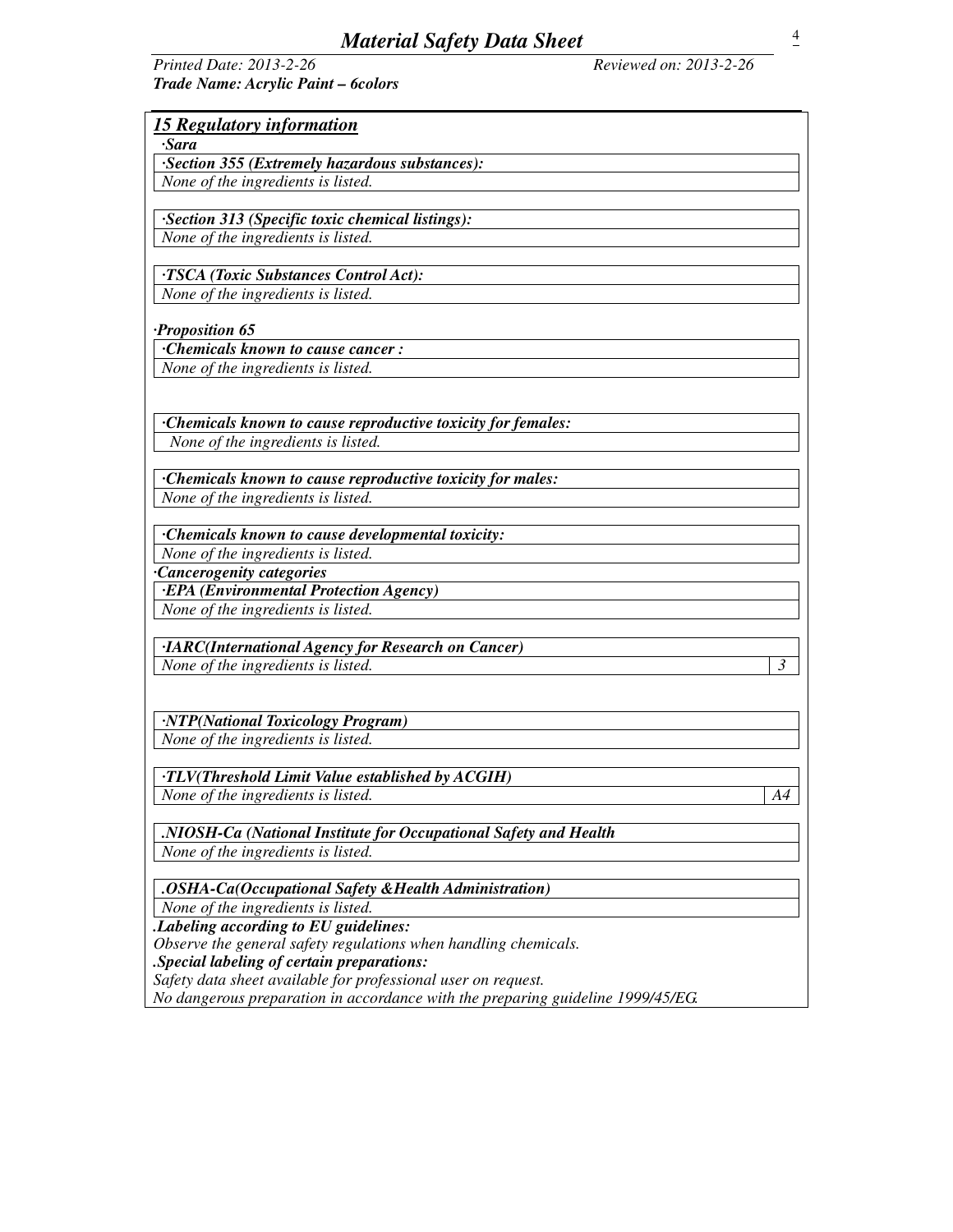## *15 Regulatory information*

*·Sara*

*·Section 355 (Extremely hazardous substances):*

*None of the ingredients is listed.*

*·Section 313 (Specific toxic chemical listings):*

*None of the ingredients is listed.*

*·TSCA (Toxic Substances Control Act):*

*None of the ingredients is listed.*

*·Proposition 65*

*·Chemicals known to cause cancer :*

*None of the ingredients is listed.*

*·Chemicals known to cause reproductive toxicity for females:*

*None of the ingredients is listed.*

*·Chemicals known to cause reproductive toxicity for males:*

*None of the ingredients is listed.*

*·Chemicals known to cause developmental toxicity:*

*None of the ingredients is listed.*

*·Cancerogenity categories*

*·EPA (Environmental Protection Agency)*

*None of the ingredients is listed.*

*·IARC(International Agency for Research on Cancer)*

*None of the ingredients is listed.* *3*

*·NTP(National Toxicology Program)*

*None of the ingredients is listed.*

*·TLV(Threshold Limit Value established by ACGIH)*

*None of the ingredients is listed.* *A4*

*.NIOSH-Ca (National Institute for Occupational Safety and Health*

*None of the ingredients is listed.*

*.OSHA-Ca(Occupational Safety &Health Administration)*

*None of the ingredients is listed.*

*.Labeling according to EU guidelines:*

*Observe the general safety regulations when handling chemicals.*

*.Special labeling of certain preparations:*

*Safety data sheet available for professional user on request.*

*No dangerous preparation in accordance with the preparing guideline 1999/45/EG.*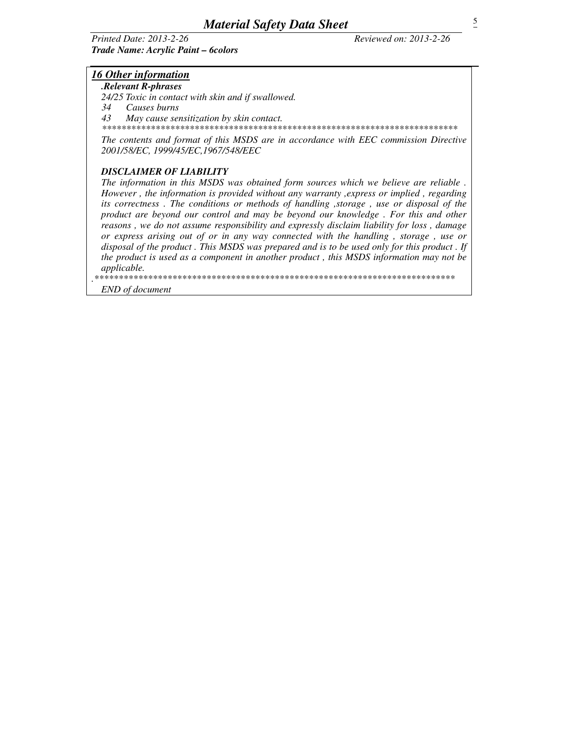## *16 Other information*

***.Relevant R-phrases***

*24/25 Toxic in contact with skin and if swallowed.*

*34 Causes burns*

*43 May cause sensitization by skin contact.*

****************************************************************************

*The contents and format of this MSDS are in accordance with EEC commission Directive 2001/58/EC, 1999/45/EC,1967/548/EEC*

***DISCLAIMER OF LIABILITY***

*The information in this MSDS was obtained form sources which we believe are reliable . However , the information is provided without any warranty ,express or implied , regarding its correctness . The conditions or methods of handling ,storage , use or disposal of the product are beyond our control and may be beyond our knowledge . For this and other reasons , we do not assume responsibility and expressly disclaim liability for loss , damage or express arising out of or in any way connected with the handling , storage , use or disposal of the product . This MSDS was prepared and is to be used only for this product . If the product is used as a component in another product , this MSDS information may not be applicable.*

.****************************************************************************

*END of document*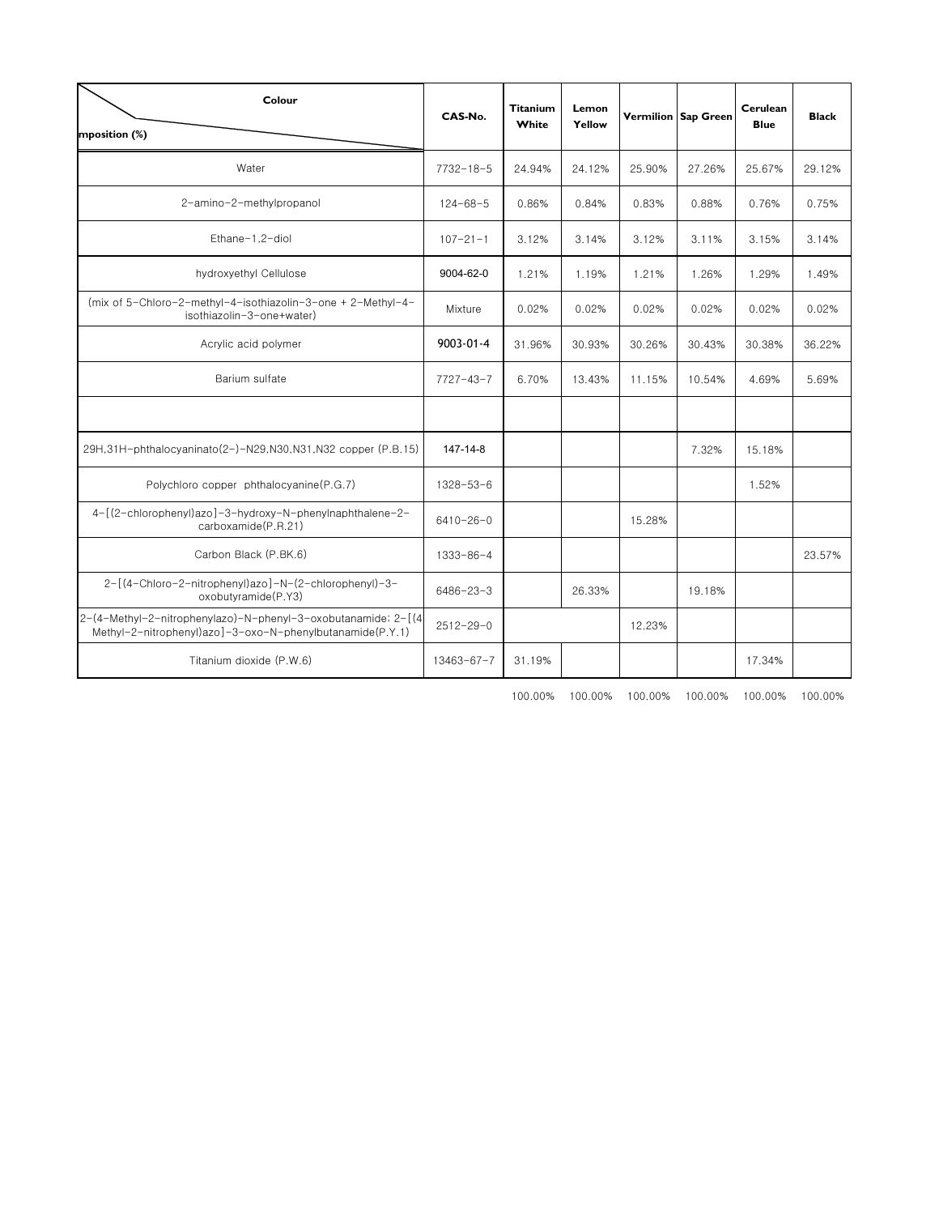| Colour / mposition (%) | CAS-No. | Titanium White | Lemon Yellow | Vermilion | Sap Green | Cerulean Blue | Black |
|---|---|---|---|---|---|---|---|
| Water | 7732-18-5 | 24.94% | 24.12% | 25.90% | 27.26% | 25.67% | 29.12% |
| 2-amino-2-methylpropanol | 124-68-5 | 0.86% | 0.84% | 0.83% | 0.88% | 0.76% | 0.75% |
| Ethane-1,2-diol | 107-21-1 | 3.12% | 3.14% | 3.12% | 3.11% | 3.15% | 3.14% |
| hydroxyethyl Cellulose | 9004-62-0 | 1.21% | 1.19% | 1.21% | 1.26% | 1.29% | 1.49% |
| (mix of 5-Chloro-2-methyl-4-isothiazolin-3-one + 2-Methyl-4-isothiazolin-3-one+water) | Mixture | 0.02% | 0.02% | 0.02% | 0.02% | 0.02% | 0.02% |
| Acrylic acid polymer | 9003-01-4 | 31.96% | 30.93% | 30.26% | 30.43% | 30.38% | 36.22% |
| Barium sulfate | 7727-43-7 | 6.70% | 13.43% | 11.15% | 10.54% | 4.69% | 5.69% |
| | | | | | | | |
| 29H,31H-phthalocyaninato(2-)-N29,N30,N31,N32 copper (P.B.15) | 147-14-8 | | | | 7.32% | 15.18% | |
| Polychloro copper phthalocyanine(P.G.7) | 1328-53-6 | | | | | 1.52% | |
| 4-[(2-chlorophenyl)azo]-3-hydroxy-N-phenylnaphthalene-2-carboxamide(P.R.21) | 6410-26-0 | | | 15.28% | | | |
| Carbon Black (P.BK.6) | 1333-86-4 | | | | | | 23.57% |
| 2-[(4-Chloro-2-nitrophenyl)azo]-N-(2-chlorophenyl)-3-oxobutyramide(P.Y3) | 6486-23-3 | | 26.33% | | 19.18% | | |
| 2-(4-Methyl-2-nitrophenylazo)-N-phenyl-3-oxobutanamide; 2-[(4-Methyl-2-nitrophenyl)azo]-3-oxo-N-phenylbutanamide(P.Y.1) | 2512-29-0 | | | 12.23% | | | |
| Titanium dioxide (P.W.6) | 13463-67-7 | 31.19% | | | | 17.34% | |
| | | 100.00% | 100.00% | 100.00% | 100.00% | 100.00% | 100.00% |